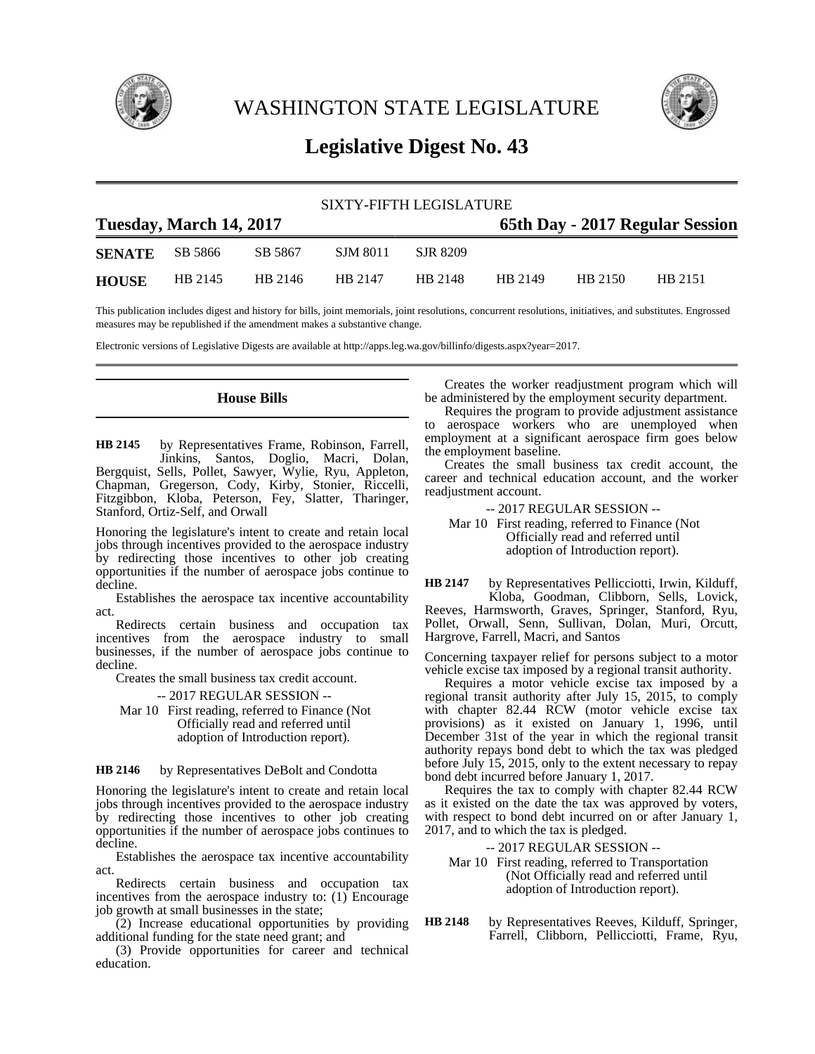# WASHINGTON STATE LEGISLATURE

## Legislative Digest No. 43

SIXTY-FIFTH LEGISLATURE

**Tuesday, March 14, 2017** — **65th Day - 2017 Regular Session**

| | | | | | | | |
|---|---|---|---|---|---|---|---|
| **SENATE** | SB 5866 | SB 5867 | SJM 8011 | SJR 8209 | | | |
| **HOUSE** | HB 2145 | HB 2146 | HB 2147 | HB 2148 | HB 2149 | HB 2150 | HB 2151 |

This publication includes digest and history for bills, joint memorials, joint resolutions, concurrent resolutions, initiatives, and substitutes. Engrossed measures may be republished if the amendment makes a substantive change.

Electronic versions of Legislative Digests are available at http://apps.leg.wa.gov/billinfo/digests.aspx?year=2017.

### House Bills

**HB 2145** by Representatives Frame, Robinson, Farrell, Jinkins, Santos, Doglio, Macri, Dolan, Bergquist, Sells, Pollet, Sawyer, Wylie, Ryu, Appleton, Chapman, Gregerson, Cody, Kirby, Stonier, Riccelli, Fitzgibbon, Kloba, Peterson, Fey, Slatter, Tharinger, Stanford, Ortiz-Self, and Orwall

Honoring the legislature's intent to create and retain local jobs through incentives provided to the aerospace industry by redirecting those incentives to other job creating opportunities if the number of aerospace jobs continue to decline.

Establishes the aerospace tax incentive accountability act.

Redirects certain business and occupation tax incentives from the aerospace industry to small businesses, if the number of aerospace jobs continue to decline.

Creates the small business tax credit account.

-- 2017 REGULAR SESSION --

Mar 10 First reading, referred to Finance (Not Officially read and referred until adoption of Introduction report).

**HB 2146** by Representatives DeBolt and Condotta

Honoring the legislature's intent to create and retain local jobs through incentives provided to the aerospace industry by redirecting those incentives to other job creating opportunities if the number of aerospace jobs continues to decline.

Establishes the aerospace tax incentive accountability act.

Redirects certain business and occupation tax incentives from the aerospace industry to: (1) Encourage job growth at small businesses in the state;

(2) Increase educational opportunities by providing additional funding for the state need grant; and

(3) Provide opportunities for career and technical education.

Creates the worker readjustment program which will be administered by the employment security department.

Requires the program to provide adjustment assistance to aerospace workers who are unemployed when employment at a significant aerospace firm goes below the employment baseline.

Creates the small business tax credit account, the career and technical education account, and the worker readjustment account.

-- 2017 REGULAR SESSION --

Mar 10 First reading, referred to Finance (Not Officially read and referred until adoption of Introduction report).

**HB 2147** by Representatives Pellicciotti, Irwin, Kilduff, Kloba, Goodman, Clibborn, Sells, Lovick, Reeves, Harmsworth, Graves, Springer, Stanford, Ryu, Pollet, Orwall, Senn, Sullivan, Dolan, Muri, Orcutt, Hargrove, Farrell, Macri, and Santos

Concerning taxpayer relief for persons subject to a motor vehicle excise tax imposed by a regional transit authority.

Requires a motor vehicle excise tax imposed by a regional transit authority after July 15, 2015, to comply with chapter 82.44 RCW (motor vehicle excise tax provisions) as it existed on January 1, 1996, until December 31st of the year in which the regional transit authority repays bond debt to which the tax was pledged before July 15, 2015, only to the extent necessary to repay bond debt incurred before January 1, 2017.

Requires the tax to comply with chapter 82.44 RCW as it existed on the date the tax was approved by voters, with respect to bond debt incurred on or after January 1, 2017, and to which the tax is pledged.

-- 2017 REGULAR SESSION --

Mar 10 First reading, referred to Transportation (Not Officially read and referred until adoption of Introduction report).

**HB 2148** by Representatives Reeves, Kilduff, Springer, Farrell, Clibborn, Pellicciotti, Frame, Ryu,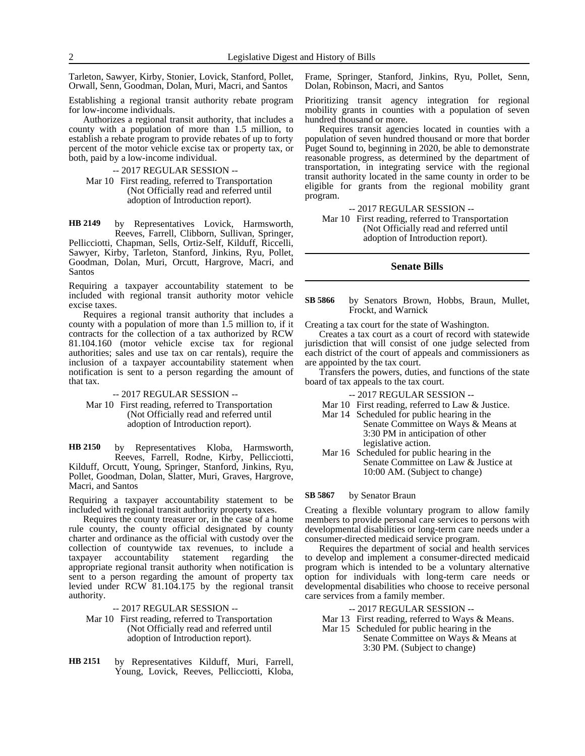Tarleton, Sawyer, Kirby, Stonier, Lovick, Stanford, Pollet, Orwall, Senn, Goodman, Dolan, Muri, Macri, and Santos

Establishing a regional transit authority rebate program for low-income individuals.

Authorizes a regional transit authority, that includes a county with a population of more than 1.5 million, to establish a rebate program to provide rebates of up to forty percent of the motor vehicle excise tax or property tax, or both, paid by a low-income individual.

-- 2017 REGULAR SESSION --

Mar 10 First reading, referred to Transportation (Not Officially read and referred until adoption of Introduction report).

**HB 2149** by Representatives Lovick, Harmsworth, Reeves, Farrell, Clibborn, Sullivan, Springer, Pellicciotti, Chapman, Sells, Ortiz-Self, Kilduff, Riccelli, Sawyer, Kirby, Tarleton, Stanford, Jinkins, Ryu, Pollet, Goodman, Dolan, Muri, Orcutt, Hargrove, Macri, and Santos

Requiring a taxpayer accountability statement to be included with regional transit authority motor vehicle excise taxes.

Requires a regional transit authority that includes a county with a population of more than 1.5 million to, if it contracts for the collection of a tax authorized by RCW 81.104.160 (motor vehicle excise tax for regional authorities; sales and use tax on car rentals), require the inclusion of a taxpayer accountability statement when notification is sent to a person regarding the amount of that tax.

-- 2017 REGULAR SESSION --

Mar 10 First reading, referred to Transportation (Not Officially read and referred until adoption of Introduction report).

**HB 2150** by Representatives Kloba, Harmsworth, Reeves, Farrell, Rodne, Kirby, Pellicciotti, Kilduff, Orcutt, Young, Springer, Stanford, Jinkins, Ryu, Pollet, Goodman, Dolan, Slatter, Muri, Graves, Hargrove, Macri, and Santos

Requiring a taxpayer accountability statement to be included with regional transit authority property taxes.

Requires the county treasurer or, in the case of a home rule county, the county official designated by county charter and ordinance as the official with custody over the collection of countywide tax revenues, to include a taxpayer accountability statement regarding the appropriate regional transit authority when notification is sent to a person regarding the amount of property tax levied under RCW 81.104.175 by the regional transit authority.

-- 2017 REGULAR SESSION --

Mar 10 First reading, referred to Transportation (Not Officially read and referred until adoption of Introduction report).

**HB 2151** by Representatives Kilduff, Muri, Farrell, Young, Lovick, Reeves, Pellicciotti, Kloba, Frame, Springer, Stanford, Jinkins, Ryu, Pollet, Senn, Dolan, Robinson, Macri, and Santos

Prioritizing transit agency integration for regional mobility grants in counties with a population of seven hundred thousand or more.

Requires transit agencies located in counties with a population of seven hundred thousand or more that border Puget Sound to, beginning in 2020, be able to demonstrate reasonable progress, as determined by the department of transportation, in integrating service with the regional transit authority located in the same county in order to be eligible for grants from the regional mobility grant program.

-- 2017 REGULAR SESSION --

Mar 10 First reading, referred to Transportation (Not Officially read and referred until adoption of Introduction report).

## Senate Bills

**SB 5866** by Senators Brown, Hobbs, Braun, Mullet, Frockt, and Warnick

Creating a tax court for the state of Washington.

Creates a tax court as a court of record with statewide jurisdiction that will consist of one judge selected from each district of the court of appeals and commissioners as are appointed by the tax court.

Transfers the powers, duties, and functions of the state board of tax appeals to the tax court.

-- 2017 REGULAR SESSION --

Mar 10 First reading, referred to Law & Justice.

Mar 14 Scheduled for public hearing in the Senate Committee on Ways & Means at 3:30 PM in anticipation of other legislative action.

Mar 16 Scheduled for public hearing in the Senate Committee on Law & Justice at 10:00 AM. (Subject to change)

**SB 5867** by Senator Braun

Creating a flexible voluntary program to allow family members to provide personal care services to persons with developmental disabilities or long-term care needs under a consumer-directed medicaid service program.

Requires the department of social and health services to develop and implement a consumer-directed medicaid program which is intended to be a voluntary alternative option for individuals with long-term care needs or developmental disabilities who choose to receive personal care services from a family member.

-- 2017 REGULAR SESSION --

Mar 13 First reading, referred to Ways & Means.

Mar 15 Scheduled for public hearing in the Senate Committee on Ways & Means at 3:30 PM. (Subject to change)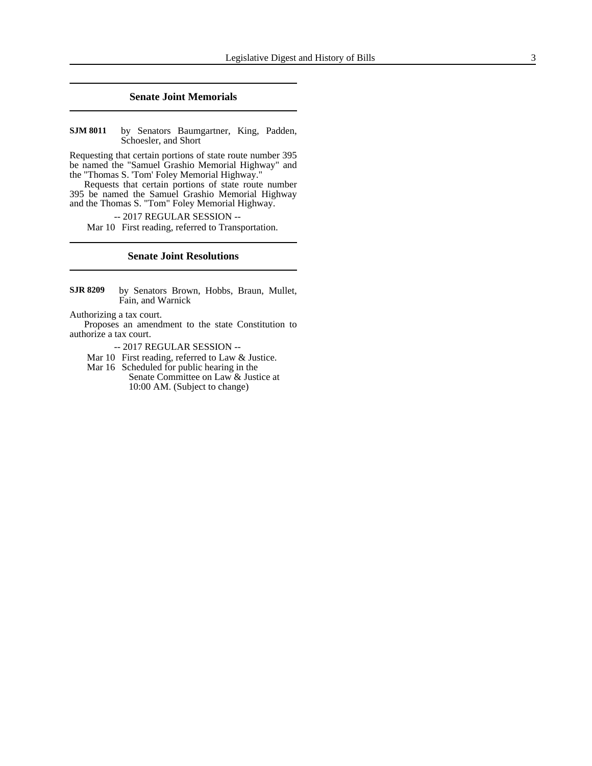## Senate Joint Memorials

**SJM 8011** by Senators Baumgartner, King, Padden, Schoesler, and Short

Requesting that certain portions of state route number 395 be named the "Samuel Grashio Memorial Highway" and the "Thomas S. 'Tom' Foley Memorial Highway."

Requests that certain portions of state route number 395 be named the Samuel Grashio Memorial Highway and the Thomas S. "Tom" Foley Memorial Highway.

-- 2017 REGULAR SESSION --

Mar 10 First reading, referred to Transportation.

## Senate Joint Resolutions

**SJR 8209** by Senators Brown, Hobbs, Braun, Mullet, Fain, and Warnick

Authorizing a tax court.

Proposes an amendment to the state Constitution to authorize a tax court.

-- 2017 REGULAR SESSION --

Mar 10 First reading, referred to Law & Justice.

Mar 16 Scheduled for public hearing in the Senate Committee on Law & Justice at 10:00 AM. (Subject to change)